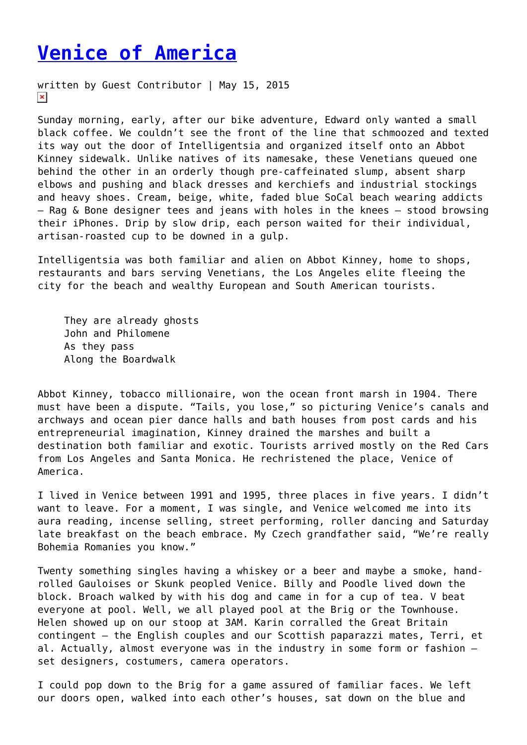# [Venice of America]()

written by Guest Contributor | May 15, 2015

Sunday morning, early, after our bike adventure, Edward only wanted a small black coffee. We couldn't see the front of the line that schmoozed and texted its way out the door of Intelligentsia and organized itself onto an Abbot Kinney sidewalk. Unlike natives of its namesake, these Venetians queued one behind the other in an orderly though pre-caffeinated slump, absent sharp elbows and pushing and black dresses and kerchiefs and industrial stockings and heavy shoes. Cream, beige, white, faded blue SoCal beach wearing addicts – Rag & Bone designer tees and jeans with holes in the knees – stood browsing their iPhones. Drip by slow drip, each person waited for their individual, artisan-roasted cup to be downed in a gulp.

Intelligentsia was both familiar and alien on Abbot Kinney, home to shops, restaurants and bars serving Venetians, the Los Angeles elite fleeing the city for the beach and wealthy European and South American tourists.

> They are already ghosts
> John and Philomene
> As they pass
> Along the Boardwalk

Abbot Kinney, tobacco millionaire, won the ocean front marsh in 1904. There must have been a dispute. "Tails, you lose," so picturing Venice's canals and archways and ocean pier dance halls and bath houses from post cards and his entrepreneurial imagination, Kinney drained the marshes and built a destination both familiar and exotic. Tourists arrived mostly on the Red Cars from Los Angeles and Santa Monica. He rechristened the place, Venice of America.

I lived in Venice between 1991 and 1995, three places in five years. I didn't want to leave. For a moment, I was single, and Venice welcomed me into its aura reading, incense selling, street performing, roller dancing and Saturday late breakfast on the beach embrace. My Czech grandfather said, "We're really Bohemia Romanies you know."

Twenty something singles having a whiskey or a beer and maybe a smoke, hand-rolled Gauloises or Skunk peopled Venice. Billy and Poodle lived down the block. Broach walked by with his dog and came in for a cup of tea. V beat everyone at pool. Well, we all played pool at the Brig or the Townhouse. Helen showed up on our stoop at 3AM. Karin corralled the Great Britain contingent – the English couples and our Scottish paparazzi mates, Terri, et al. Actually, almost everyone was in the industry in some form or fashion – set designers, costumers, camera operators.

I could pop down to the Brig for a game assured of familiar faces. We left our doors open, walked into each other's houses, sat down on the blue and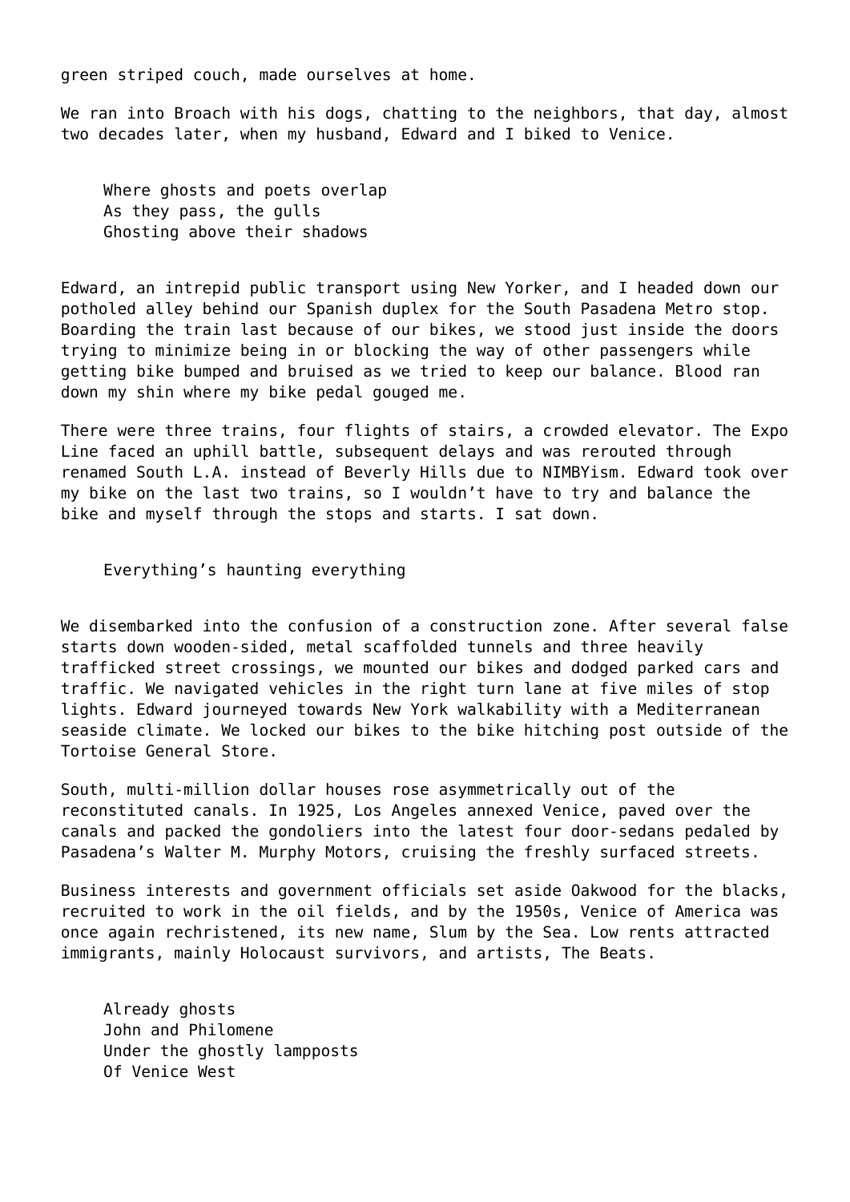green striped couch, made ourselves at home.

We ran into Broach with his dogs, chatting to the neighbors, that day, almost two decades later, when my husband, Edward and I biked to Venice.

> Where ghosts and poets overlap  
> As they pass, the gulls  
> Ghosting above their shadows

Edward, an intrepid public transport using New Yorker, and I headed down our potholed alley behind our Spanish duplex for the South Pasadena Metro stop. Boarding the train last because of our bikes, we stood just inside the doors trying to minimize being in or blocking the way of other passengers while getting bike bumped and bruised as we tried to keep our balance. Blood ran down my shin where my bike pedal gouged me.

There were three trains, four flights of stairs, a crowded elevator. The Expo Line faced an uphill battle, subsequent delays and was rerouted through renamed South L.A. instead of Beverly Hills due to NIMBYism. Edward took over my bike on the last two trains, so I wouldn't have to try and balance the bike and myself through the stops and starts. I sat down.

> Everything's haunting everything

We disembarked into the confusion of a construction zone. After several false starts down wooden-sided, metal scaffolded tunnels and three heavily trafficked street crossings, we mounted our bikes and dodged parked cars and traffic. We navigated vehicles in the right turn lane at five miles of stop lights. Edward journeyed towards New York walkability with a Mediterranean seaside climate. We locked our bikes to the bike hitching post outside of the Tortoise General Store.

South, multi-million dollar houses rose asymmetrically out of the reconstituted canals. In 1925, Los Angeles annexed Venice, paved over the canals and packed the gondoliers into the latest four door-sedans pedaled by Pasadena's Walter M. Murphy Motors, cruising the freshly surfaced streets.

Business interests and government officials set aside Oakwood for the blacks, recruited to work in the oil fields, and by the 1950s, Venice of America was once again rechristened, its new name, Slum by the Sea. Low rents attracted immigrants, mainly Holocaust survivors, and artists, The Beats.

> Already ghosts  
> John and Philomene  
> Under the ghostly lampposts  
> Of Venice West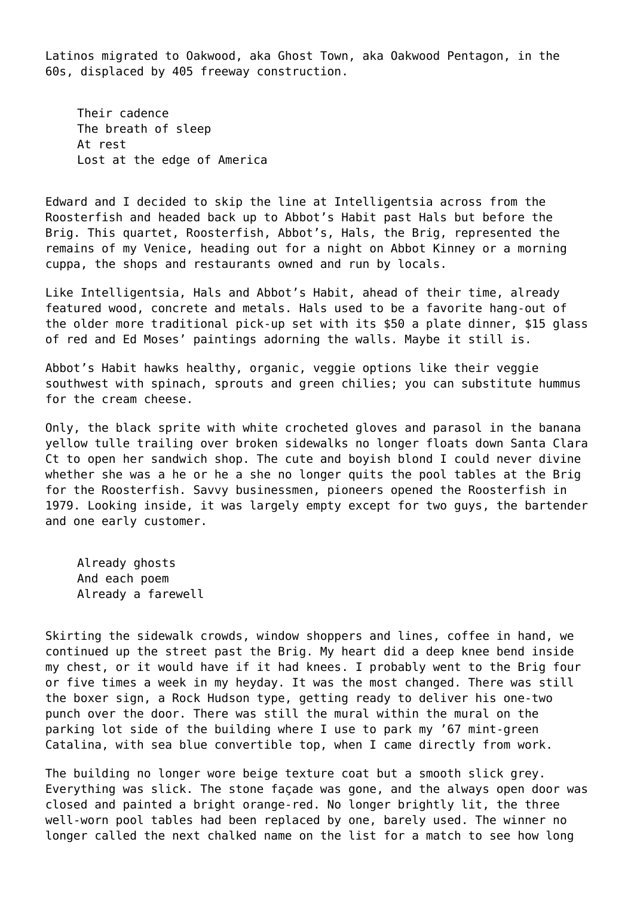Latinos migrated to Oakwood, aka Ghost Town, aka Oakwood Pentagon, in the 60s, displaced by 405 freeway construction.

> Their cadence  
> The breath of sleep  
> At rest  
> Lost at the edge of America

Edward and I decided to skip the line at Intelligentsia across from the Roosterfish and headed back up to Abbot's Habit past Hals but before the Brig. This quartet, Roosterfish, Abbot's, Hals, the Brig, represented the remains of my Venice, heading out for a night on Abbot Kinney or a morning cuppa, the shops and restaurants owned and run by locals.

Like Intelligentsia, Hals and Abbot's Habit, ahead of their time, already featured wood, concrete and metals. Hals used to be a favorite hang-out of the older more traditional pick-up set with its $50 a plate dinner, $15 glass of red and Ed Moses' paintings adorning the walls. Maybe it still is.

Abbot's Habit hawks healthy, organic, veggie options like their veggie southwest with spinach, sprouts and green chilies; you can substitute hummus for the cream cheese.

Only, the black sprite with white crocheted gloves and parasol in the banana yellow tulle trailing over broken sidewalks no longer floats down Santa Clara Ct to open her sandwich shop. The cute and boyish blond I could never divine whether she was a he or he a she no longer quits the pool tables at the Brig for the Roosterfish. Savvy businessmen, pioneers opened the Roosterfish in 1979. Looking inside, it was largely empty except for two guys, the bartender and one early customer.

> Already ghosts  
> And each poem  
> Already a farewell

Skirting the sidewalk crowds, window shoppers and lines, coffee in hand, we continued up the street past the Brig. My heart did a deep knee bend inside my chest, or it would have if it had knees. I probably went to the Brig four or five times a week in my heyday. It was the most changed. There was still the boxer sign, a Rock Hudson type, getting ready to deliver his one-two punch over the door. There was still the mural within the mural on the parking lot side of the building where I use to park my '67 mint-green Catalina, with sea blue convertible top, when I came directly from work.

The building no longer wore beige texture coat but a smooth slick grey. Everything was slick. The stone façade was gone, and the always open door was closed and painted a bright orange-red. No longer brightly lit, the three well-worn pool tables had been replaced by one, barely used. The winner no longer called the next chalked name on the list for a match to see how long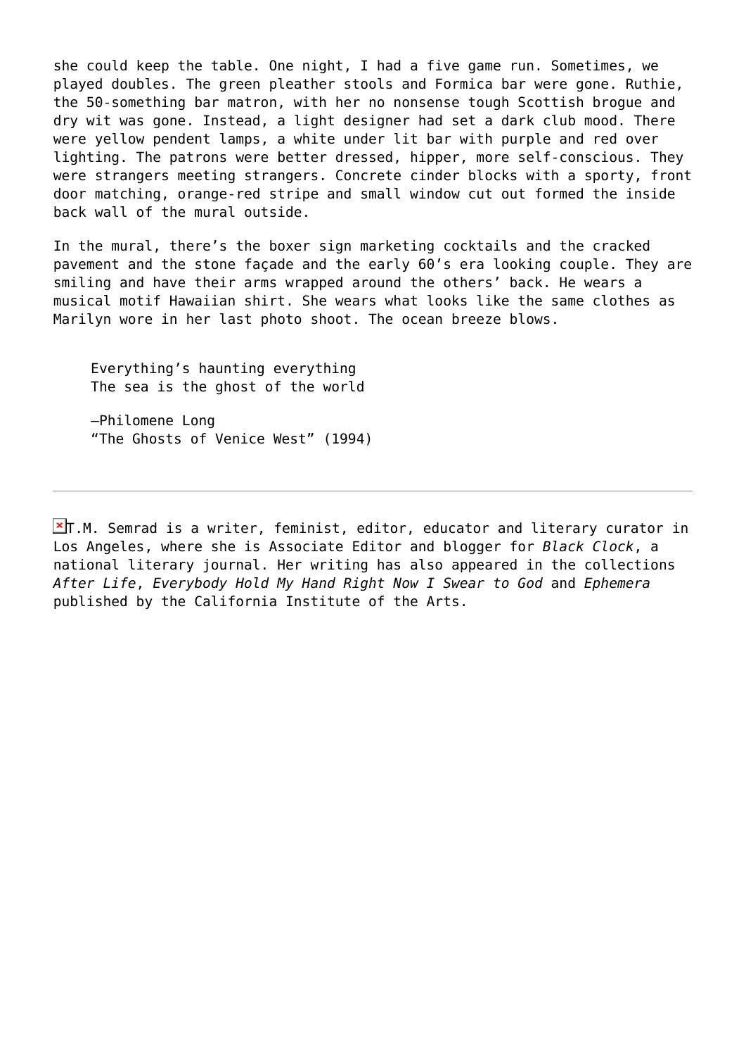she could keep the table. One night, I had a five game run. Sometimes, we played doubles. The green pleather stools and Formica bar were gone. Ruthie, the 50-something bar matron, with her no nonsense tough Scottish brogue and dry wit was gone. Instead, a light designer had set a dark club mood. There were yellow pendent lamps, a white under lit bar with purple and red over lighting. The patrons were better dressed, hipper, more self-conscious. They were strangers meeting strangers. Concrete cinder blocks with a sporty, front door matching, orange-red stripe and small window cut out formed the inside back wall of the mural outside.

In the mural, there's the boxer sign marketing cocktails and the cracked pavement and the stone façade and the early 60's era looking couple. They are smiling and have their arms wrapped around the others' back. He wears a musical motif Hawaiian shirt. She wears what looks like the same clothes as Marilyn wore in her last photo shoot. The ocean breeze blows.

> Everything's haunting everything
> The sea is the ghost of the world
>
> –Philomene Long
> "The Ghosts of Venice West" (1994)

---

T.M. Semrad is a writer, feminist, editor, educator and literary curator in Los Angeles, where she is Associate Editor and blogger for *Black Clock*, a national literary journal. Her writing has also appeared in the collections *After Life*, *Everybody Hold My Hand Right Now I Swear to God* and *Ephemera* published by the California Institute of the Arts.